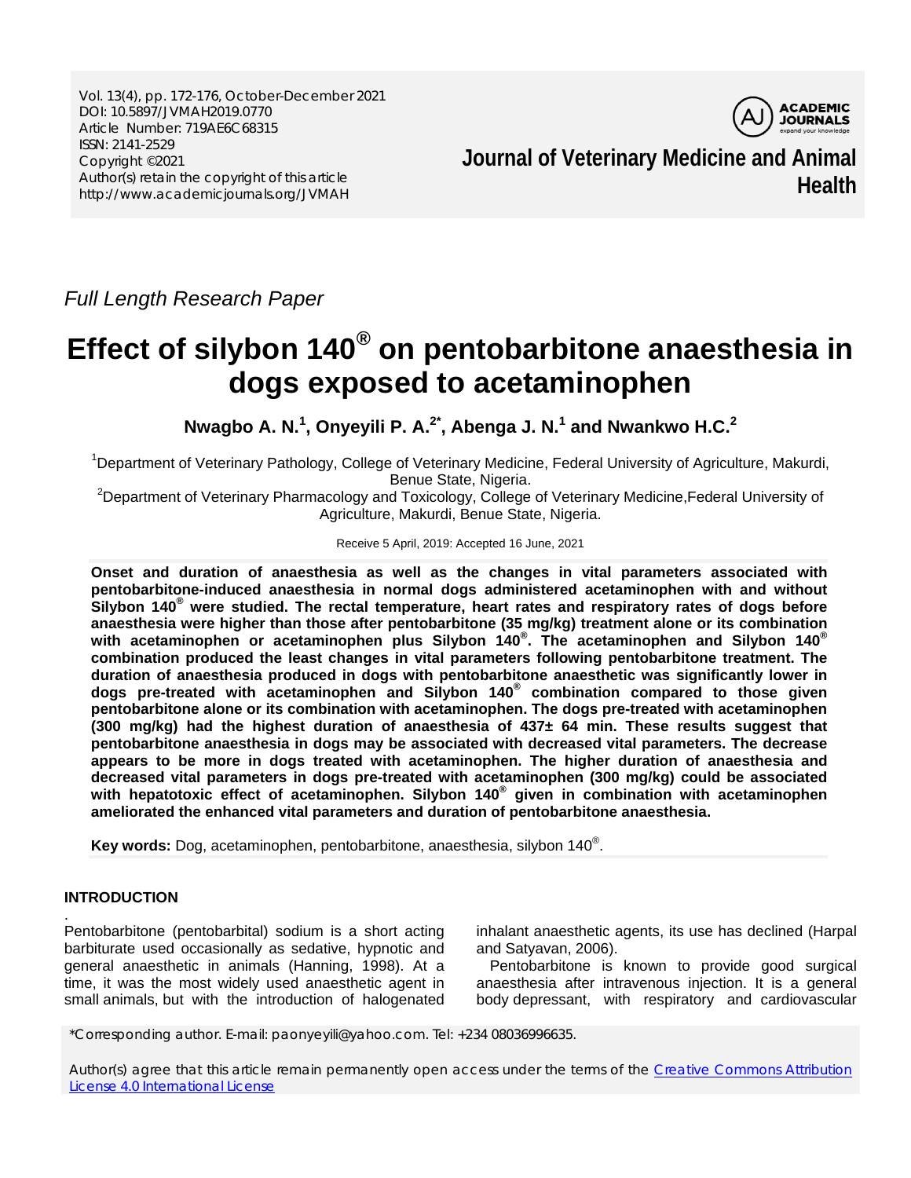*Full Length Research Paper*

# Effect of silybon 140® on pentobarbitone anaesthesia in dogs exposed to acetaminophen

**Nwagbo A. N.[1], Onyeyili P. A.[2*], Abenga J. N.[1] and Nwankwo H.C.[2]**

[1]Department of Veterinary Pathology, College of Veterinary Medicine, Federal University of Agriculture, Makurdi, Benue State, Nigeria.

[2]Department of Veterinary Pharmacology and Toxicology, College of Veterinary Medicine,Federal University of Agriculture, Makurdi, Benue State, Nigeria.

Receive 5 April, 2019: Accepted 16 June, 2021

**Onset and duration of anaesthesia as well as the changes in vital parameters associated with pentobarbitone-induced anaesthesia in normal dogs administered acetaminophen with and without Silybon 140® were studied. The rectal temperature, heart rates and respiratory rates of dogs before anaesthesia were higher than those after pentobarbitone (35 mg/kg) treatment alone or its combination with acetaminophen or acetaminophen plus Silybon 140®. The acetaminophen and Silybon 140® combination produced the least changes in vital parameters following pentobarbitone treatment. The duration of anaesthesia produced in dogs with pentobarbitone anaesthetic was significantly lower in dogs pre-treated with acetaminophen and Silybon 140® combination compared to those given pentobarbitone alone or its combination with acetaminophen. The dogs pre-treated with acetaminophen (300 mg/kg) had the highest duration of anaesthesia of 437± 64 min. These results suggest that pentobarbitone anaesthesia in dogs may be associated with decreased vital parameters. The decrease appears to be more in dogs treated with acetaminophen. The higher duration of anaesthesia and decreased vital parameters in dogs pre-treated with acetaminophen (300 mg/kg) could be associated with hepatotoxic effect of acetaminophen. Silybon 140® given in combination with acetaminophen ameliorated the enhanced vital parameters and duration of pentobarbitone anaesthesia.**

**Key words:** Dog, acetaminophen, pentobarbitone, anaesthesia, silybon 140®.

## INTRODUCTION

Pentobarbitone (pentobarbital) sodium is a short acting barbiturate used occasionally as sedative, hypnotic and general anaesthetic in animals (Hanning, 1998). At a time, it was the most widely used anaesthetic agent in small animals, but with the introduction of halogenated inhalant anaesthetic agents, its use has declined (Harpal and Satyavan, 2006).

Pentobarbitone is known to provide good surgical anaesthesia after intravenous injection. It is a general body depressant, with respiratory and cardiovascular

*Corresponding author. E-mail: paonyeyili@yahoo.com. Tel: +234 08036996635.

Author(s) agree that this article remain permanently open access under the terms of the Creative Commons Attribution License 4.0 International License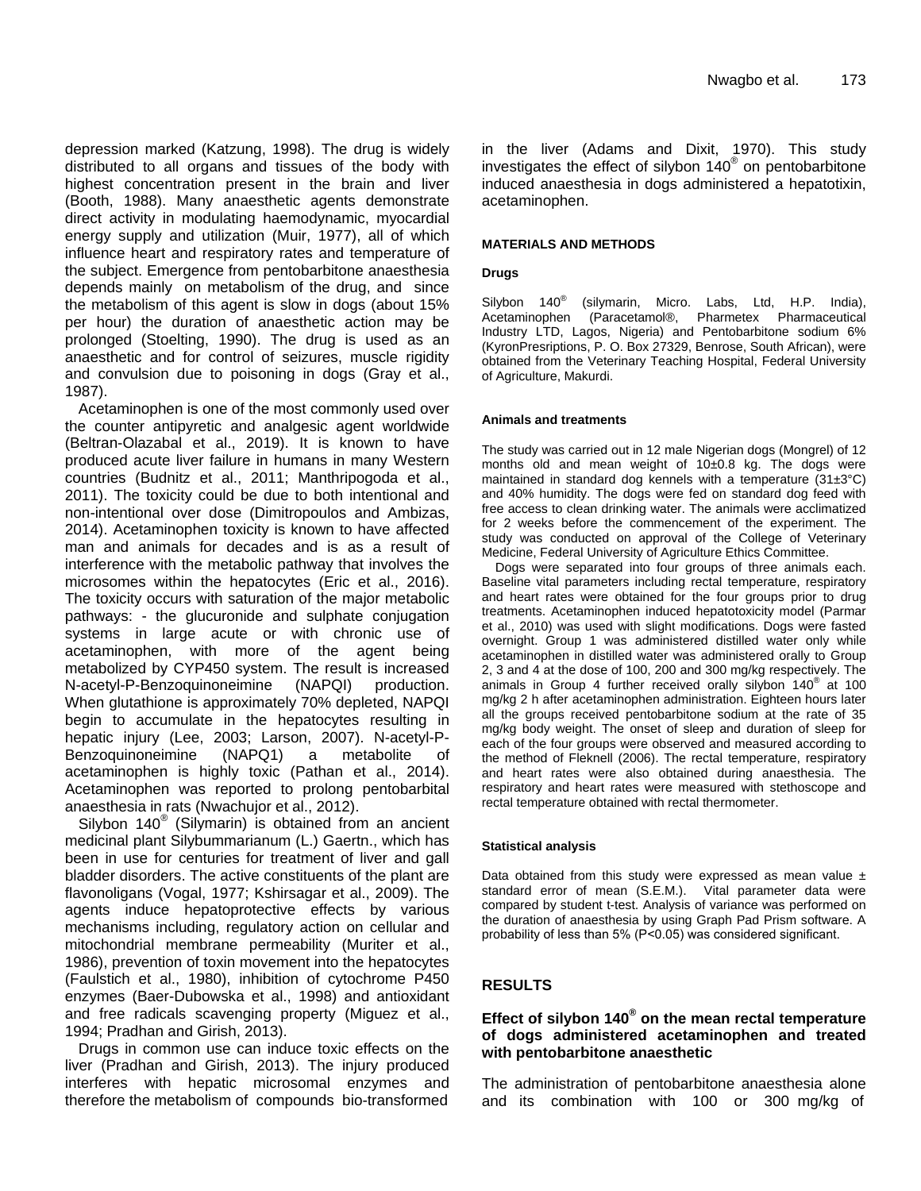depression marked (Katzung, 1998). The drug is widely distributed to all organs and tissues of the body with highest concentration present in the brain and liver (Booth, 1988). Many anaesthetic agents demonstrate direct activity in modulating haemodynamic, myocardial energy supply and utilization (Muir, 1977), all of which influence heart and respiratory rates and temperature of the subject. Emergence from pentobarbitone anaesthesia depends mainly on metabolism of the drug, and since the metabolism of this agent is slow in dogs (about 15% per hour) the duration of anaesthetic action may be prolonged (Stoelting, 1990). The drug is used as an anaesthetic and for control of seizures, muscle rigidity and convulsion due to poisoning in dogs (Gray et al., 1987).

Acetaminophen is one of the most commonly used over the counter antipyretic and analgesic agent worldwide (Beltran-Olazabal et al., 2019). It is known to have produced acute liver failure in humans in many Western countries (Budnitz et al., 2011; Manthripogoda et al., 2011). The toxicity could be due to both intentional and non-intentional over dose (Dimitropoulos and Ambizas, 2014). Acetaminophen toxicity is known to have affected man and animals for decades and is as a result of interference with the metabolic pathway that involves the microsomes within the hepatocytes (Eric et al., 2016). The toxicity occurs with saturation of the major metabolic pathways: - the glucuronide and sulphate conjugation systems in large acute or with chronic use of acetaminophen, with more of the agent being metabolized by CYP450 system. The result is increased N-acetyl-P-Benzoquinoneimine (NAPQI) production. When glutathione is approximately 70% depleted, NAPQI begin to accumulate in the hepatocytes resulting in hepatic injury (Lee, 2003; Larson, 2007). N-acetyl-P-Benzoquinoneimine (NAPQ1) a metabolite of acetaminophen is highly toxic (Pathan et al., 2014). Acetaminophen was reported to prolong pentobarbital anaesthesia in rats (Nwachujor et al., 2012).

Silybon 140® (Silymarin) is obtained from an ancient medicinal plant Silybummarianum (L.) Gaertn., which has been in use for centuries for treatment of liver and gall bladder disorders. The active constituents of the plant are flavonoligans (Vogal, 1977; Kshirsagar et al., 2009). The agents induce hepatoprotective effects by various mechanisms including, regulatory action on cellular and mitochondrial membrane permeability (Muriter et al., 1986), prevention of toxin movement into the hepatocytes (Faulstich et al., 1980), inhibition of cytochrome P450 enzymes (Baer-Dubowska et al., 1998) and antioxidant and free radicals scavenging property (Miguez et al., 1994; Pradhan and Girish, 2013).

Drugs in common use can induce toxic effects on the liver (Pradhan and Girish, 2013). The injury produced interferes with hepatic microsomal enzymes and therefore the metabolism of compounds bio-transformed in the liver (Adams and Dixit, 1970). This study investigates the effect of silybon 140® on pentobarbitone induced anaesthesia in dogs administered a hepatotixin, acetaminophen.

## MATERIALS AND METHODS

### Drugs

Silybon 140® (silymarin, Micro. Labs, Ltd, H.P. India), Acetaminophen (Paracetamol®, Pharmetex Pharmaceutical Industry LTD, Lagos, Nigeria) and Pentobarbitone sodium 6% (KyronPresriptions, P. O. Box 27329, Benrose, South African), were obtained from the Veterinary Teaching Hospital, Federal University of Agriculture, Makurdi.

### Animals and treatments

The study was carried out in 12 male Nigerian dogs (Mongrel) of 12 months old and mean weight of 10±0.8 kg. The dogs were maintained in standard dog kennels with a temperature (31±3°C) and 40% humidity. The dogs were fed on standard dog feed with free access to clean drinking water. The animals were acclimatized for 2 weeks before the commencement of the experiment. The study was conducted on approval of the College of Veterinary Medicine, Federal University of Agriculture Ethics Committee.

Dogs were separated into four groups of three animals each. Baseline vital parameters including rectal temperature, respiratory and heart rates were obtained for the four groups prior to drug treatments. Acetaminophen induced hepatotoxicity model (Parmar et al., 2010) was used with slight modifications. Dogs were fasted overnight. Group 1 was administered distilled water only while acetaminophen in distilled water was administered orally to Group 2, 3 and 4 at the dose of 100, 200 and 300 mg/kg respectively. The animals in Group 4 further received orally silybon 140® at 100 mg/kg 2 h after acetaminophen administration. Eighteen hours later all the groups received pentobarbitone sodium at the rate of 35 mg/kg body weight. The onset of sleep and duration of sleep for each of the four groups were observed and measured according to the method of Fleknell (2006). The rectal temperature, respiratory and heart rates were also obtained during anaesthesia. The respiratory and heart rates were measured with stethoscope and rectal temperature obtained with rectal thermometer.

### Statistical analysis

Data obtained from this study were expressed as mean value ± standard error of mean (S.E.M.). Vital parameter data were compared by student t-test. Analysis of variance was performed on the duration of anaesthesia by using Graph Pad Prism software. A probability of less than 5% ($P<0.05$) was considered significant.

## RESULTS

### Effect of silybon 140® on the mean rectal temperature of dogs administered acetaminophen and treated with pentobarbitone anaesthetic

The administration of pentobarbitone anaesthesia alone and its combination with 100 or 300 mg/kg of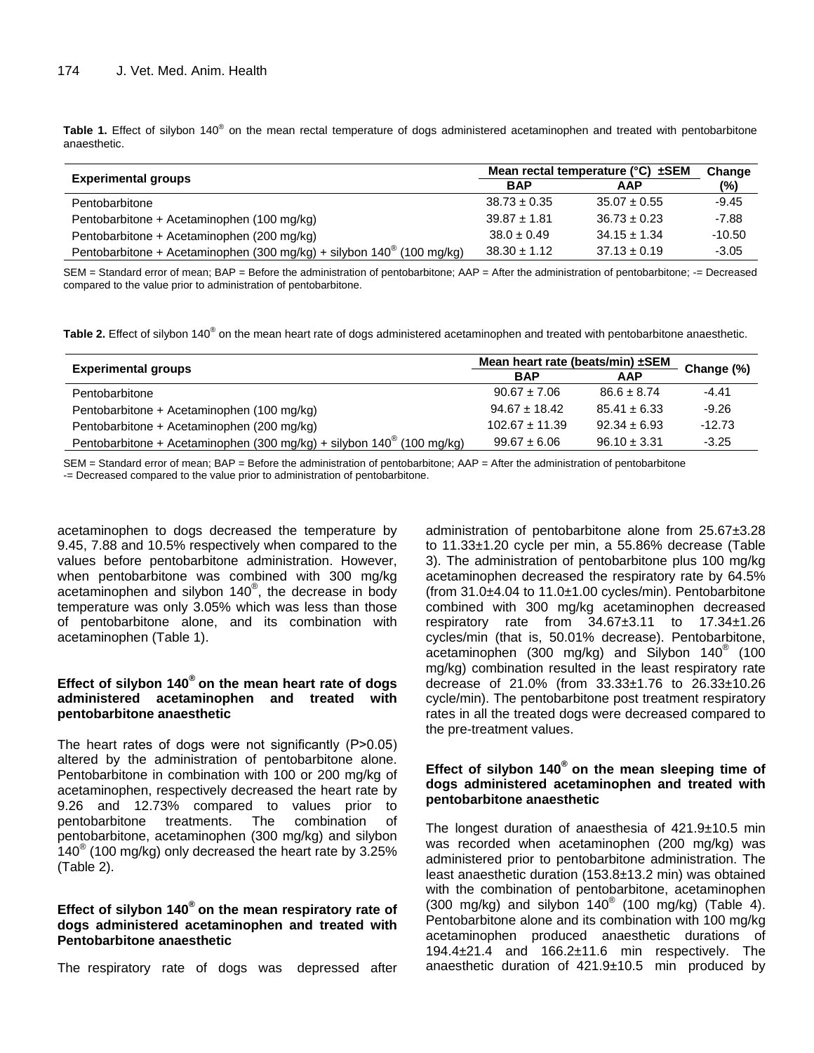**Table 1.** Effect of silybon 140® on the mean rectal temperature of dogs administered acetaminophen and treated with pentobarbitone anaesthetic.

| Experimental groups | Mean rectal temperature (°C) ±SEM | | Change (%) |
|---|---|---|---|
| | BAP | AAP | |
| Pentobarbitone | 38.73 ± 0.35 | 35.07 ± 0.55 | -9.45 |
| Pentobarbitone + Acetaminophen (100 mg/kg) | 39.87 ± 1.81 | 36.73 ± 0.23 | -7.88 |
| Pentobarbitone + Acetaminophen (200 mg/kg) | 38.0 ± 0.49 | 34.15 ± 1.34 | -10.50 |
| Pentobarbitone + Acetaminophen (300 mg/kg) + silybon 140® (100 mg/kg) | 38.30 ± 1.12 | 37.13 ± 0.19 | -3.05 |

SEM = Standard error of mean; BAP = Before the administration of pentobarbitone; AAP = After the administration of pentobarbitone; -= Decreased compared to the value prior to administration of pentobarbitone.

**Table 2.** Effect of silybon 140® on the mean heart rate of dogs administered acetaminophen and treated with pentobarbitone anaesthetic.

| Experimental groups | Mean heart rate (beats/min) ±SEM | | Change (%) |
|---|---|---|---|
| | BAP | AAP | |
| Pentobarbitone | 90.67 ± 7.06 | 86.6 ± 8.74 | -4.41 |
| Pentobarbitone + Acetaminophen (100 mg/kg) | 94.67 ± 18.42 | 85.41 ± 6.33 | -9.26 |
| Pentobarbitone + Acetaminophen (200 mg/kg) | 102.67 ± 11.39 | 92.34 ± 6.93 | -12.73 |
| Pentobarbitone + Acetaminophen (300 mg/kg) + silybon 140® (100 mg/kg) | 99.67 ± 6.06 | 96.10 ± 3.31 | -3.25 |

SEM = Standard error of mean; BAP = Before the administration of pentobarbitone; AAP = After the administration of pentobarbitone
-= Decreased compared to the value prior to administration of pentobarbitone.

acetaminophen to dogs decreased the temperature by 9.45, 7.88 and 10.5% respectively when compared to the values before pentobarbitone administration. However, when pentobarbitone was combined with 300 mg/kg acetaminophen and silybon 140®, the decrease in body temperature was only 3.05% which was less than those of pentobarbitone alone, and its combination with acetaminophen (Table 1).

### Effect of silybon 140® on the mean heart rate of dogs administered acetaminophen and treated with pentobarbitone anaesthetic

The heart rates of dogs were not significantly ($P>0.05$) altered by the administration of pentobarbitone alone. Pentobarbitone in combination with 100 or 200 mg/kg of acetaminophen, respectively decreased the heart rate by 9.26 and 12.73% compared to values prior to pentobarbitone treatments. The combination of pentobarbitone, acetaminophen (300 mg/kg) and silybon 140® (100 mg/kg) only decreased the heart rate by 3.25% (Table 2).

### Effect of silybon 140® on the mean respiratory rate of dogs administered acetaminophen and treated with Pentobarbitone anaesthetic

The respiratory rate of dogs was depressed after administration of pentobarbitone alone from 25.67±3.28 to 11.33±1.20 cycle per min, a 55.86% decrease (Table 3). The administration of pentobarbitone plus 100 mg/kg acetaminophen decreased the respiratory rate by 64.5% (from 31.0±4.04 to 11.0±1.00 cycles/min). Pentobarbitone combined with 300 mg/kg acetaminophen decreased respiratory rate from 34.67±3.11 to 17.34±1.26 cycles/min (that is, 50.01% decrease). Pentobarbitone, acetaminophen (300 mg/kg) and Silybon 140® (100 mg/kg) combination resulted in the least respiratory rate decrease of 21.0% (from 33.33±1.76 to 26.33±10.26 cycle/min). The pentobarbitone post treatment respiratory rates in all the treated dogs were decreased compared to the pre-treatment values.

### Effect of silybon 140® on the mean sleeping time of dogs administered acetaminophen and treated with pentobarbitone anaesthetic

The longest duration of anaesthesia of 421.9±10.5 min was recorded when acetaminophen (200 mg/kg) was administered prior to pentobarbitone administration. The least anaesthetic duration (153.8±13.2 min) was obtained with the combination of pentobarbitone, acetaminophen (300 mg/kg) and silybon 140® (100 mg/kg) (Table 4). Pentobarbitone alone and its combination with 100 mg/kg acetaminophen produced anaesthetic durations of 194.4±21.4 and 166.2±11.6 min respectively. The anaesthetic duration of 421.9±10.5 min produced by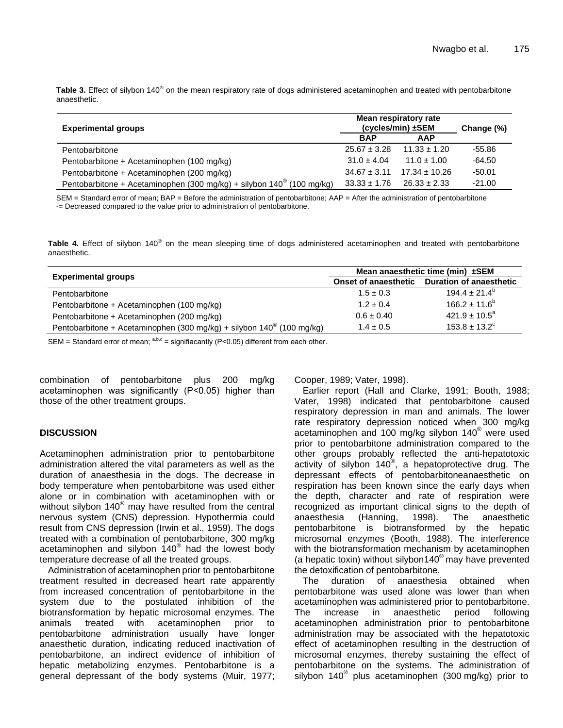**Table 3.** Effect of silybon 140® on the mean respiratory rate of dogs administered acetaminophen and treated with pentobarbitone anaesthetic.

| Experimental groups | Mean respiratory rate (cycles/min) ±SEM | | Change (%) |
|---|---|---|---|
| | BAP | AAP | |
| Pentobarbitone | 25.67 ± 3.28 | 11.33 ± 1.20 | -55.86 |
| Pentobarbitone + Acetaminophen (100 mg/kg) | 31.0 ± 4.04 | 11.0 ± 1.00 | -64.50 |
| Pentobarbitone + Acetaminophen (200 mg/kg) | 34.67 ± 3.11 | 17.34 ± 10.26 | -50.01 |
| Pentobarbitone + Acetaminophen (300 mg/kg) + silybon 140® (100 mg/kg) | 33.33 ± 1.76 | 26.33 ± 2.33 | -21.00 |

SEM = Standard error of mean; BAP = Before the administration of pentobarbitone; AAP = After the administration of pentobarbitone
-= Decreased compared to the value prior to administration of pentobarbitone.

**Table 4.** Effect of silybon 140® on the mean sleeping time of dogs administered acetaminophen and treated with pentobarbitone anaesthetic.

| Experimental groups | Mean anaesthetic time (min) ±SEM | |
|---|---|---|
| | Onset of anaesthetic | Duration of anaesthetic |
| Pentobarbitone | 1.5 ± 0.3 | 194.4 ± 21.4[b] |
| Pentobarbitone + Acetaminophen (100 mg/kg) | 1.2 ± 0.4 | 166.2 ± 11.6[b] |
| Pentobarbitone + Acetaminophen (200 mg/kg) | 0.6 ± 0.40 | 421.9 ± 10.5[a] |
| Pentobarbitone + Acetaminophen (300 mg/kg) + silybon 140® (100 mg/kg) | 1.4 ± 0.5 | 153.8 ± 13.2[c] |

SEM = Standard error of mean; [a,b,c] = signifiacantly ($P<0.05$) different from each other.

combination of pentobarbitone plus 200 mg/kg acetaminophen was significantly ($P<0.05$) higher than those of the other treatment groups.

## DISCUSSION

Acetaminophen administration prior to pentobarbitone administration altered the vital parameters as well as the duration of anaesthesia in the dogs. The decrease in body temperature when pentobarbitone was used either alone or in combination with acetaminophen with or without silybon 140® may have resulted from the central nervous system (CNS) depression. Hypothermia could result from CNS depression (Irwin et al., 1959). The dogs treated with a combination of pentobarbitone, 300 mg/kg acetaminophen and silybon 140® had the lowest body temperature decrease of all the treated groups.

Administration of acetaminophen prior to pentobarbitone treatment resulted in decreased heart rate apparently from increased concentration of pentobarbitone in the system due to the postulated inhibition of the biotransformation by hepatic microsomal enzymes. The animals treated with acetaminophen prior to pentobarbitone administration usually have longer anaesthetic duration, indicating reduced inactivation of pentobarbitone, an indirect evidence of inhibition of hepatic metabolizing enzymes. Pentobarbitone is a general depressant of the body systems (Muir, 1977; Cooper, 1989; Vater, 1998).

Earlier report (Hall and Clarke, 1991; Booth, 1988; Vater, 1998) indicated that pentobarbitone caused respiratory depression in man and animals. The lower rate respiratory depression noticed when 300 mg/kg acetaminophen and 100 mg/kg silybon 140® were used prior to pentobarbitone administration compared to the other groups probably reflected the anti-hepatotoxic activity of silybon 140®, a hepatoprotective drug. The depressant effects of pentobarbitoneanaesthetic on respiration has been known since the early days when the depth, character and rate of respiration were recognized as important clinical signs to the depth of anaesthesia (Hanning, 1998). The anaesthetic pentobarbitone is biotransformed by the hepatic microsomal enzymes (Booth, 1988). The interference with the biotransformation mechanism by acetaminophen (a hepatic toxin) without silybon140® may have prevented the detoxification of pentobarbitone.

The duration of anaesthesia obtained when pentobarbitone was used alone was lower than when acetaminophen was administered prior to pentobarbitone. The increase in anaesthetic period following acetaminophen administration prior to pentobarbitone administration may be associated with the hepatotoxic effect of acetaminophen resulting in the destruction of microsomal enzymes, thereby sustaining the effect of pentobarbitone on the systems. The administration of silybon 140® plus acetaminophen (300 mg/kg) prior to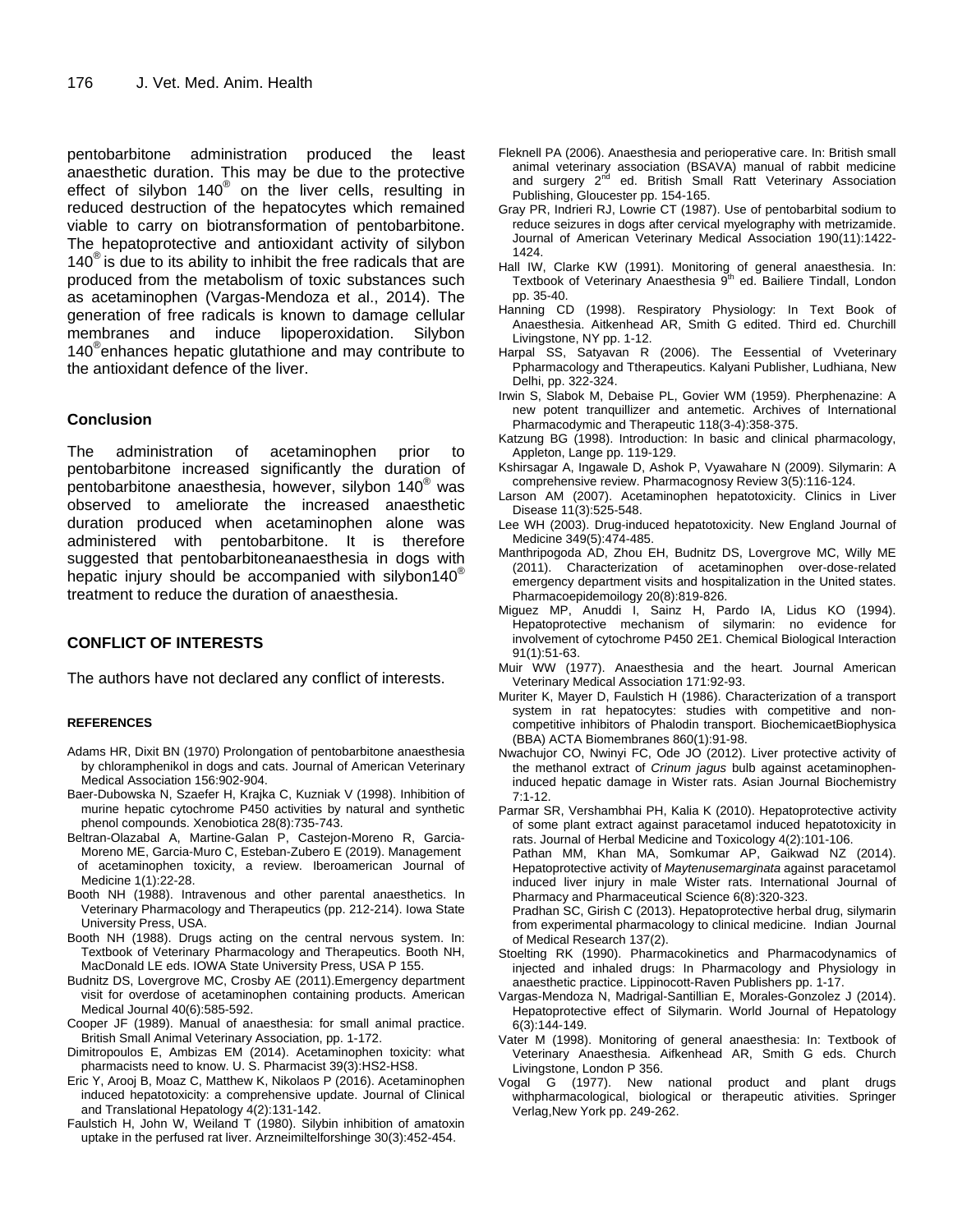pentobarbitone administration produced the least anaesthetic duration. This may be due to the protective effect of silybon 140® on the liver cells, resulting in reduced destruction of the hepatocytes which remained viable to carry on biotransformation of pentobarbitone. The hepatoprotective and antioxidant activity of silybon 140® is due to its ability to inhibit the free radicals that are produced from the metabolism of toxic substances such as acetaminophen (Vargas-Mendoza et al., 2014). The generation of free radicals is known to damage cellular membranes and induce lipoperoxidation. Silybon 140®enhances hepatic glutathione and may contribute to the antioxidant defence of the liver.

## Conclusion

The administration of acetaminophen prior to pentobarbitone increased significantly the duration of pentobarbitone anaesthesia, however, silybon 140® was observed to ameliorate the increased anaesthetic duration produced when acetaminophen alone was administered with pentobarbitone. It is therefore suggested that pentobarbitoneanaesthesia in dogs with hepatic injury should be accompanied with silybon140® treatment to reduce the duration of anaesthesia.

## CONFLICT OF INTERESTS

The authors have not declared any conflict of interests.

## REFERENCES

Adams HR, Dixit BN (1970) Prolongation of pentobarbitone anaesthesia by chloramphenikol in dogs and cats. Journal of American Veterinary Medical Association 156:902-904.

Baer-Dubowska N, Szaefer H, Krajka C, Kuzniak V (1998). Inhibition of murine hepatic cytochrome P450 activities by natural and synthetic phenol compounds. Xenobiotica 28(8):735-743.

Beltran-Olazabal A, Martine-Galan P, Castejon-Moreno R, Garcia-Moreno ME, Garcia-Muro C, Esteban-Zubero E (2019). Management of acetaminophen toxicity, a review. Iberoamerican Journal of Medicine 1(1):22-28.

Booth NH (1988). Intravenous and other parental anaesthetics. In Veterinary Pharmacology and Therapeutics (pp. 212-214). Iowa State University Press, USA.

Booth NH (1988). Drugs acting on the central nervous system. In: Textbook of Veterinary Pharmacology and Therapeutics. Booth NH, MacDonald LE eds. IOWA State University Press, USA P 155.

Budnitz DS, Lovergrove MC, Crosby AE (2011).Emergency department visit for overdose of acetaminophen containing products. American Medical Journal 40(6):585-592.

Cooper JF (1989). Manual of anaesthesia: for small animal practice. British Small Animal Veterinary Association, pp. 1-172.

Dimitropoulos E, Ambizas EM (2014). Acetaminophen toxicity: what pharmacists need to know. U. S. Pharmacist 39(3):HS2-HS8.

Eric Y, Arooj B, Moaz C, Matthew K, Nikolaos P (2016). Acetaminophen induced hepatotoxicity: a comprehensive update. Journal of Clinical and Translational Hepatology 4(2):131-142.

Faulstich H, John W, Weiland T (1980). Silybin inhibition of amatoxin uptake in the perfused rat liver. Arzneimiltelforshinge 30(3):452-454.

Fleknell PA (2006). Anaesthesia and perioperative care. In: British small animal veterinary association (BSAVA) manual of rabbit medicine and surgery 2nd ed. British Small Ratt Veterinary Association Publishing, Gloucester pp. 154-165.

Gray PR, Indrieri RJ, Lowrie CT (1987). Use of pentobarbital sodium to reduce seizures in dogs after cervical myelography with metrizamide. Journal of American Veterinary Medical Association 190(11):1422-1424.

Hall IW, Clarke KW (1991). Monitoring of general anaesthesia. In: Textbook of Veterinary Anaesthesia 9th ed. Bailiere Tindall, London pp. 35-40.

Hanning CD (1998). Respiratory Physiology: In Text Book of Anaesthesia. Aitkenhead AR, Smith G edited. Third ed. Churchill Livingstone, NY pp. 1-12.

Harpal SS, Satyavan R (2006). The Eessential of Vveterinary Ppharmacology and Ttherapeutics. Kalyani Publisher, Ludhiana, New Delhi, pp. 322-324.

Irwin S, Slabok M, Debaise PL, Govier WM (1959). Pherphenazine: A new potent tranquillizer and antemetic. Archives of International Pharmacodymic and Therapeutic 118(3-4):358-375.

Katzung BG (1998). Introduction: In basic and clinical pharmacology, Appleton, Lange pp. 119-129.

Kshirsagar A, Ingawale D, Ashok P, Vyawahare N (2009). Silymarin: A comprehensive review. Pharmacognosy Review 3(5):116-124.

Larson AM (2007). Acetaminophen hepatotoxicity. Clinics in Liver Disease 11(3):525-548.

Lee WH (2003). Drug-induced hepatotoxicity. New England Journal of Medicine 349(5):474-485.

Manthripogoda AD, Zhou EH, Budnitz DS, Lovergrove MC, Willy ME (2011). Characterization of acetaminophen over-dose-related emergency department visits and hospitalization in the United states. Pharmacoepidemoilogy 20(8):819-826.

Miguez MP, Anuddi I, Sainz H, Pardo IA, Lidus KO (1994). Hepatoprotective mechanism of silymarin: no evidence for involvement of cytochrome P450 2E1. Chemical Biological Interaction 91(1):51-63.

Muir WW (1977). Anaesthesia and the heart. Journal American Veterinary Medical Association 171:92-93.

Muriter K, Mayer D, Faulstich H (1986). Characterization of a transport system in rat hepatocytes: studies with competitive and non-competitive inhibitors of Phalodin transport. BiochemicaetBiophysica (BBA) ACTA Biomembranes 860(1):91-98.

Nwachujor CO, Nwinyi FC, Ode JO (2012). Liver protective activity of the methanol extract of *Crinum jagus* bulb against acetaminophen-induced hepatic damage in Wister rats. Asian Journal Biochemistry 7:1-12.

Parmar SR, Vershambhai PH, Kalia K (2010). Hepatoprotective activity of some plant extract against paracetamol induced hepatotoxicity in rats. Journal of Herbal Medicine and Toxicology 4(2):101-106.

Pathan MM, Khan MA, Somkumar AP, Gaikwad NZ (2014). Hepatoprotective activity of *Maytenusemarginata* against paracetamol induced liver injury in male Wister rats. International Journal of Pharmacy and Pharmaceutical Science 6(8):320-323.

Pradhan SC, Girish C (2013). Hepatoprotective herbal drug, silymarin from experimental pharmacology to clinical medicine. Indian Journal of Medical Research 137(2).

Stoelting RK (1990). Pharmacokinetics and Pharmacodynamics of injected and inhaled drugs: In Pharmacology and Physiology in anaesthetic practice. Lippinocott-Raven Publishers pp. 1-17.

Vargas-Mendoza N, Madrigal-Santillian E, Morales-Gonzolez J (2014). Hepatoprotective effect of Silymarin. World Journal of Hepatology 6(3):144-149.

Vater M (1998). Monitoring of general anaesthesia: In: Textbook of Veterinary Anaesthesia. Aifkenhead AR, Smith G eds. Church Livingstone, London P 356.

Vogal G (1977). New national product and plant drugs withpharmacological, biological or therapeutic ativities. Springer Verlag,New York pp. 249-262.